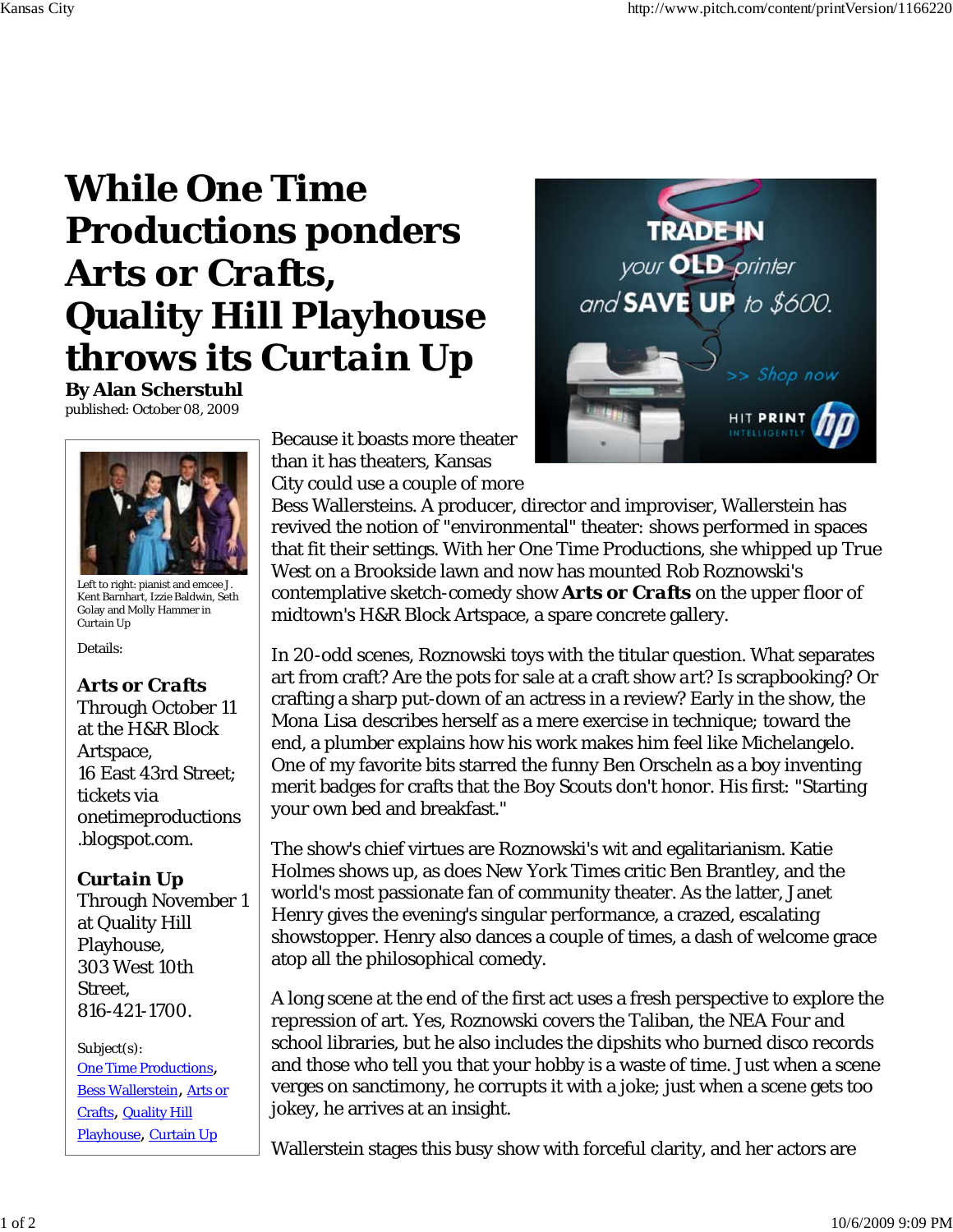# While One Time Productions ponders *Arts or Crafts*, Quality Hill Playhouse throws its *Curtain Up*

**By Alan Scherstuhl**
published: October 08, 2009

Left to right: pianist and emcee J. Kent Barnhart, Izzie Baldwin, Seth Golay and Molly Hammer in Curtain Up

Details:

***Arts or Crafts***
Through October 11 at the H&R Block Artspace,
16 East 43rd Street; tickets via onetimeproductions.blogspot.com.

***Curtain Up***
Through November 1 at Quality Hill Playhouse,
303 West 10th Street,
816-421-1700.

Subject(s):
One Time Productions, Bess Wallerstein, Arts or Crafts, Quality Hill Playhouse, Curtain Up

Because it boasts more theater than it has theaters, Kansas City could use a couple of more Bess Wallersteins. A producer, director and improviser, Wallerstein has revived the notion of "environmental" theater: shows performed in spaces that fit their settings. With her One Time Productions, she whipped up True West on a Brookside lawn and now has mounted Rob Roznowski's contemplative sketch-comedy show ***Arts or Crafts*** on the upper floor of midtown's H&R Block Artspace, a spare concrete gallery.

In 20-odd scenes, Roznowski toys with the titular question. What separates art from craft? Are the pots for sale at a craft show *art*? Is scrapbooking? Or crafting a sharp put-down of an actress in a review? Early in the show, the Mona Lisa describes herself as a mere exercise in technique; toward the end, a plumber explains how his work makes him feel like Michelangelo. One of my favorite bits starred the funny Ben Orscheln as a boy inventing merit badges for crafts that the Boy Scouts don't honor. His first: "Starting your own bed and breakfast."

The show's chief virtues are Roznowski's wit and egalitarianism. Katie Holmes shows up, as does New York Times critic Ben Brantley, and the world's most passionate fan of community theater. As the latter, Janet Henry gives the evening's singular performance, a crazed, escalating showstopper. Henry also dances a couple of times, a dash of welcome grace atop all the philosophical comedy.

A long scene at the end of the first act uses a fresh perspective to explore the repression of art. Yes, Roznowski covers the Taliban, the NEA Four and school libraries, but he also includes the dipshits who burned disco records and those who tell you that your hobby is a waste of time. Just when a scene verges on sanctimony, he corrupts it with a joke; just when a scene gets too jokey, he arrives at an insight.

Wallerstein stages this busy show with forceful clarity, and her actors are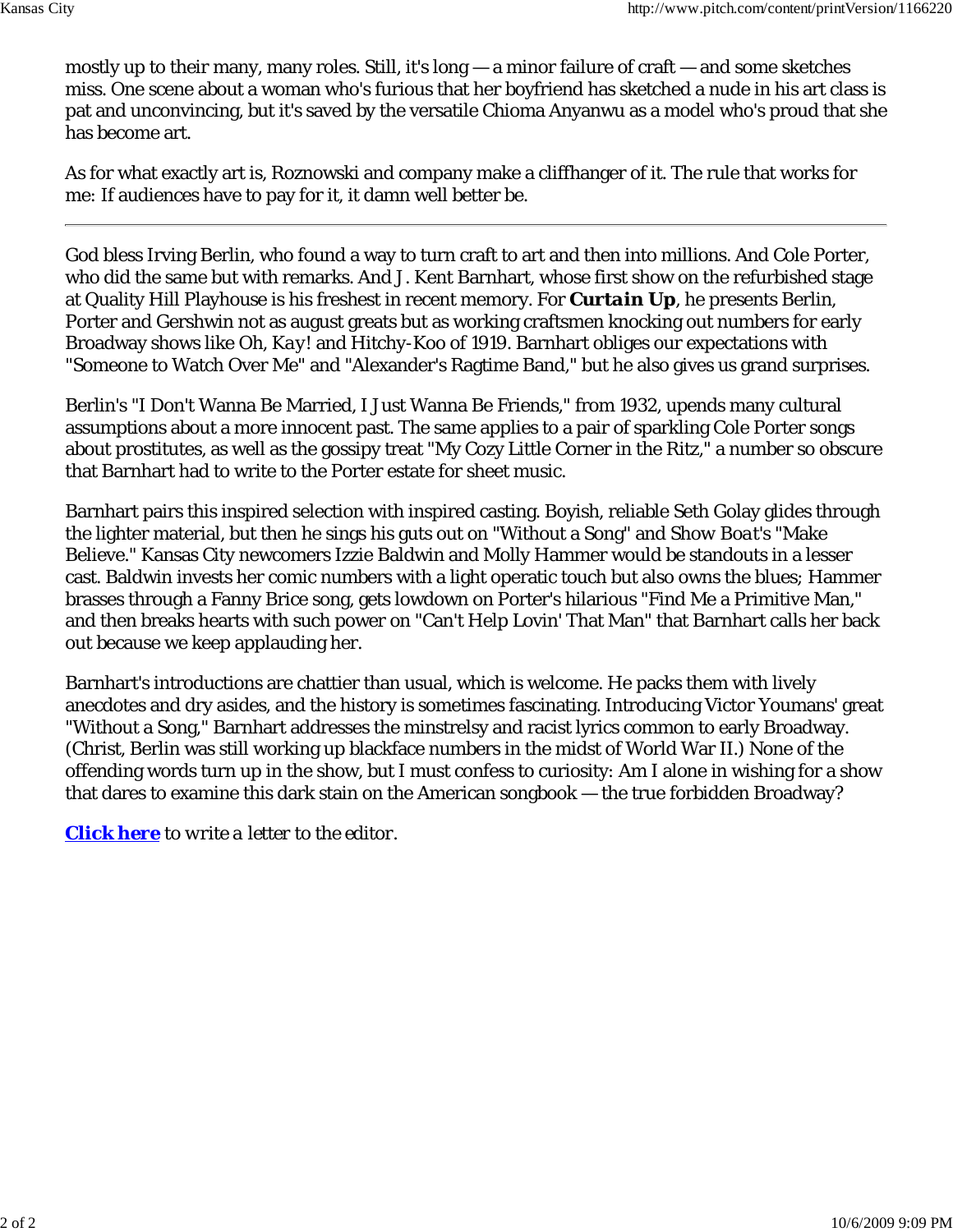mostly up to their many, many roles. Still, it's long — a minor failure of craft — and some sketches miss. One scene about a woman who's furious that her boyfriend has sketched a nude in his art class is pat and unconvincing, but it's saved by the versatile Chioma Anyanwu as a model who's proud that she has become art.

As for what exactly art is, Roznowski and company make a cliffhanger of it. The rule that works for me: If audiences have to pay for it, it damn well better be.

---

God bless Irving Berlin, who found a way to turn craft to art and then into millions. And Cole Porter, who did the same but with remarks. And J. Kent Barnhart, whose first show on the refurbished stage at Quality Hill Playhouse is his freshest in recent memory. For ***Curtain Up***, he presents Berlin, Porter and Gershwin not as august greats but as working craftsmen knocking out numbers for early Broadway shows like *Oh, Kay!* and *Hitchy-Koo of 1919*. Barnhart obliges our expectations with "Someone to Watch Over Me" and "Alexander's Ragtime Band," but he also gives us grand surprises.

Berlin's "I Don't Wanna Be Married, I Just Wanna Be Friends," from 1932, upends many cultural assumptions about a more innocent past. The same applies to a pair of sparkling Cole Porter songs about prostitutes, as well as the gossipy treat "My Cozy Little Corner in the Ritz," a number so obscure that Barnhart had to write to the Porter estate for sheet music.

Barnhart pairs this inspired selection with inspired casting. Boyish, reliable Seth Golay glides through the lighter material, but then he sings his guts out on "Without a Song" and *Show Boat*'s "Make Believe." Kansas City newcomers Izzie Baldwin and Molly Hammer would be standouts in a lesser cast. Baldwin invests her comic numbers with a light operatic touch but also owns the blues; Hammer brasses through a Fanny Brice song, gets lowdown on Porter's hilarious "Find Me a Primitive Man," and then breaks hearts with such power on "Can't Help Lovin' That Man" that Barnhart calls her back out because we keep applauding her.

Barnhart's introductions are chattier than usual, which is welcome. He packs them with lively anecdotes and dry asides, and the history is sometimes fascinating. Introducing Victor Youmans' great "Without a Song," Barnhart addresses the minstrelsy and racist lyrics common to early Broadway. (Christ, Berlin was still working up blackface numbers in the midst of World War II.) None of the offending words turn up in the show, but I must confess to curiosity: Am I alone in wishing for a show that dares to examine this dark stain on the American songbook — the true forbidden Broadway?

***Click here*** to write a letter to the editor.